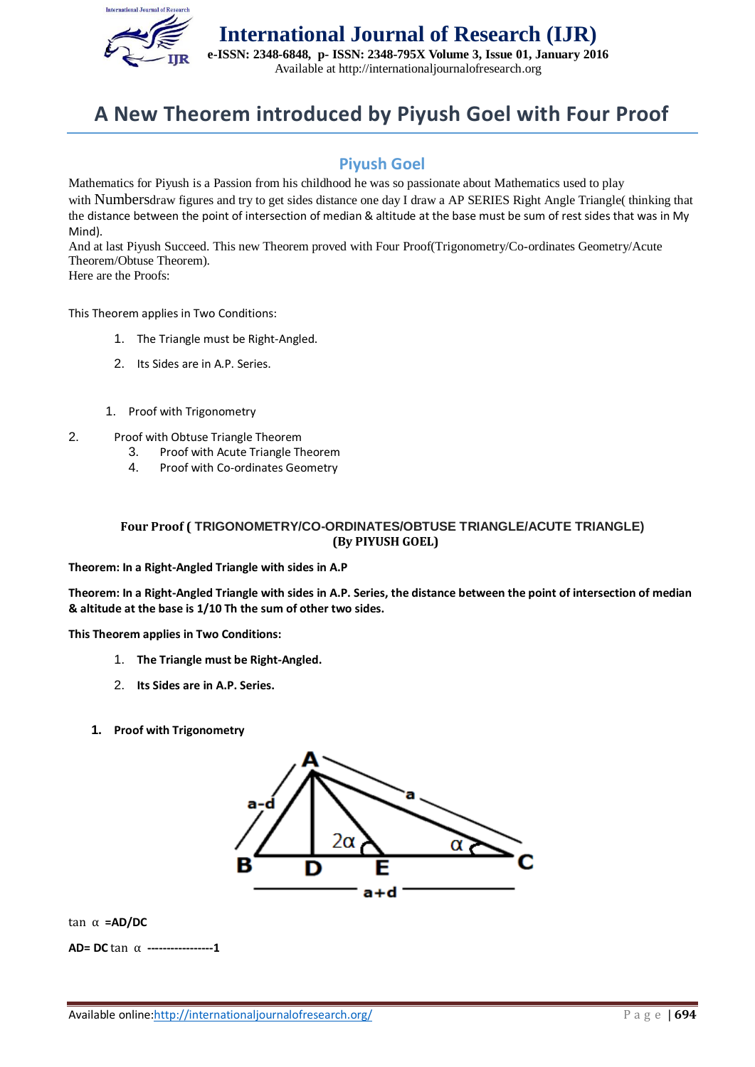# A New Theorem introduced by Piyush Goel with Four Proof

## Piyush Goel

Mathematics for Piyush is a Passion from his childhood he was so passionate about Mathematics used to play with Numbersdraw figures and try to get sides distance one day I draw a AP SERIES Right Angle Triangle( thinking that the distance between the point of intersection of median & altitude at the base must be sum of rest sides that was in My Mind).

And at last Piyush Succeed. This new Theorem proved with Four Proof(Trigonometry/Co-ordinates Geometry/Acute Theorem/Obtuse Theorem).

Here are the Proofs:

This Theorem applies in Two Conditions:

1. The Triangle must be Right-Angled.
2. Its Sides are in A.P. Series.

1. Proof with Trigonometry
2. Proof with Obtuse Triangle Theorem
3. Proof with Acute Triangle Theorem
4. Proof with Co-ordinates Geometry

**Four Proof ( TRIGONOMETRY/CO-ORDINATES/OBTUSE TRIANGLE/ACUTE TRIANGLE)**
**(By PIYUSH GOEL)**

**Theorem: In a Right-Angled Triangle with sides in A.P**

**Theorem: In a Right-Angled Triangle with sides in A.P. Series, the distance between the point of intersection of median & altitude at the base is 1/10 Th the sum of other two sides.**

**This Theorem applies in Two Conditions:**

1. **The Triangle must be Right-Angled.**
2. **Its Sides are in A.P. Series.**

**1. Proof with Trigonometry**

$\tan \alpha$ **=AD/DC**

**AD= DC** $\tan \alpha$ **-----------------1**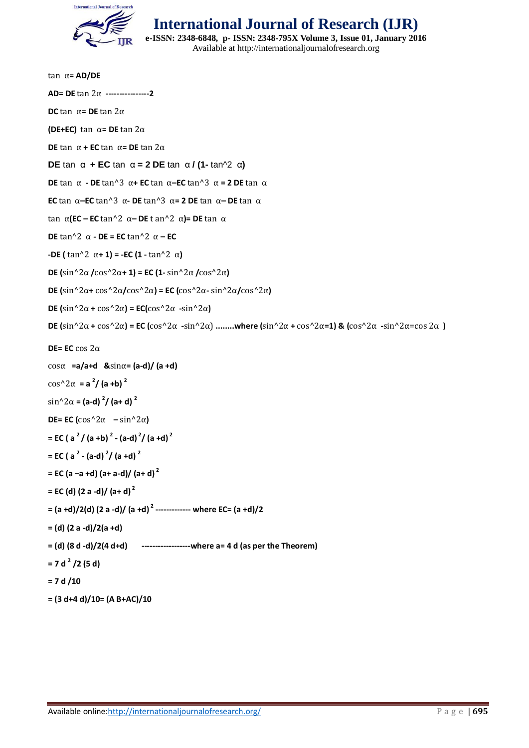$\tan \alpha = AD/DE$

$AD = DE \tan 2\alpha$ ----------------2

$DC \tan \alpha = DE \tan 2\alpha$

$(DE+EC) \tan \alpha = DE \tan 2\alpha$

$DE \tan \alpha + EC \tan \alpha = DE \tan 2\alpha$

$DE \tan \alpha + EC \tan \alpha = 2 DE \tan \alpha / (1- \tan^2 \alpha)$

$DE \tan \alpha - DE \tan^3 \alpha + EC \tan \alpha - EC \tan^3 \alpha = 2 DE \tan \alpha$

$EC \tan \alpha - EC \tan^3 \alpha - DE \tan^3 \alpha = 2 DE \tan \alpha - DE \tan \alpha$

$\tan \alpha (EC - EC \tan^2 \alpha - DE \tan^2 \alpha) = DE \tan \alpha$

$DE \tan^2 \alpha - DE = EC \tan^2 \alpha - EC$

$-DE ( \tan^2 \alpha + 1) = -EC (1 - \tan^2 \alpha)$

$DE (\sin^2 2\alpha /\cos^2 2\alpha + 1) = EC (1- \sin^2 2\alpha /\cos^2 2\alpha)$

$DE (\sin^2 2\alpha + \cos^2 2\alpha/\cos^2 2\alpha) = EC (\cos^2 2\alpha - \sin^2 2\alpha/\cos^2 2\alpha)$

$DE (\sin^2 2\alpha + \cos^2 2\alpha) = EC(\cos^2 2\alpha - \sin^2 2\alpha)$

$DE (\sin^2 2\alpha + \cos^2 2\alpha) = EC (\cos^2 2\alpha - \sin^2 2\alpha)$ ........where $(\sin^2 2\alpha + \cos^2 2\alpha = 1)$ & $(\cos^2 2\alpha - \sin^2 2\alpha = \cos 2\alpha )$

$DE = EC \cos 2\alpha$

$\cos\alpha = a/a+d$ & $\sin\alpha = (a-d)/ (a +d)$

$\cos^2 2\alpha = a^2 / (a +b)^2$

$\sin^2 2\alpha = (a-d)^2 / (a+ d)^2$

$DE = EC (\cos^2 2\alpha - \sin^2 2\alpha)$

$= EC ( a^2 / (a +b)^2 - (a-d)^2 / (a +d)^2$

$= EC ( a^2 - (a-d)^2 / (a +d)^2$

$= EC (a -a +d) (a+ a-d)/ (a+ d)^2$

$= EC (d) (2 a -d)/ (a+ d)^2$

$= (a +d)/2(d) (2 a -d)/ (a +d)^2$ ------------- where $EC = (a +d)/2$

$= (d) (2 a -d)/2(a +d)$

$= (d) (8 d -d)/2(4 d+d)$ ------------------where $a = 4 d$ (as per the Theorem)

$= 7 d^2 /2 (5 d)$

$= 7 d /10$

$= (3 d+4 d)/10 = (AB+AC)/10$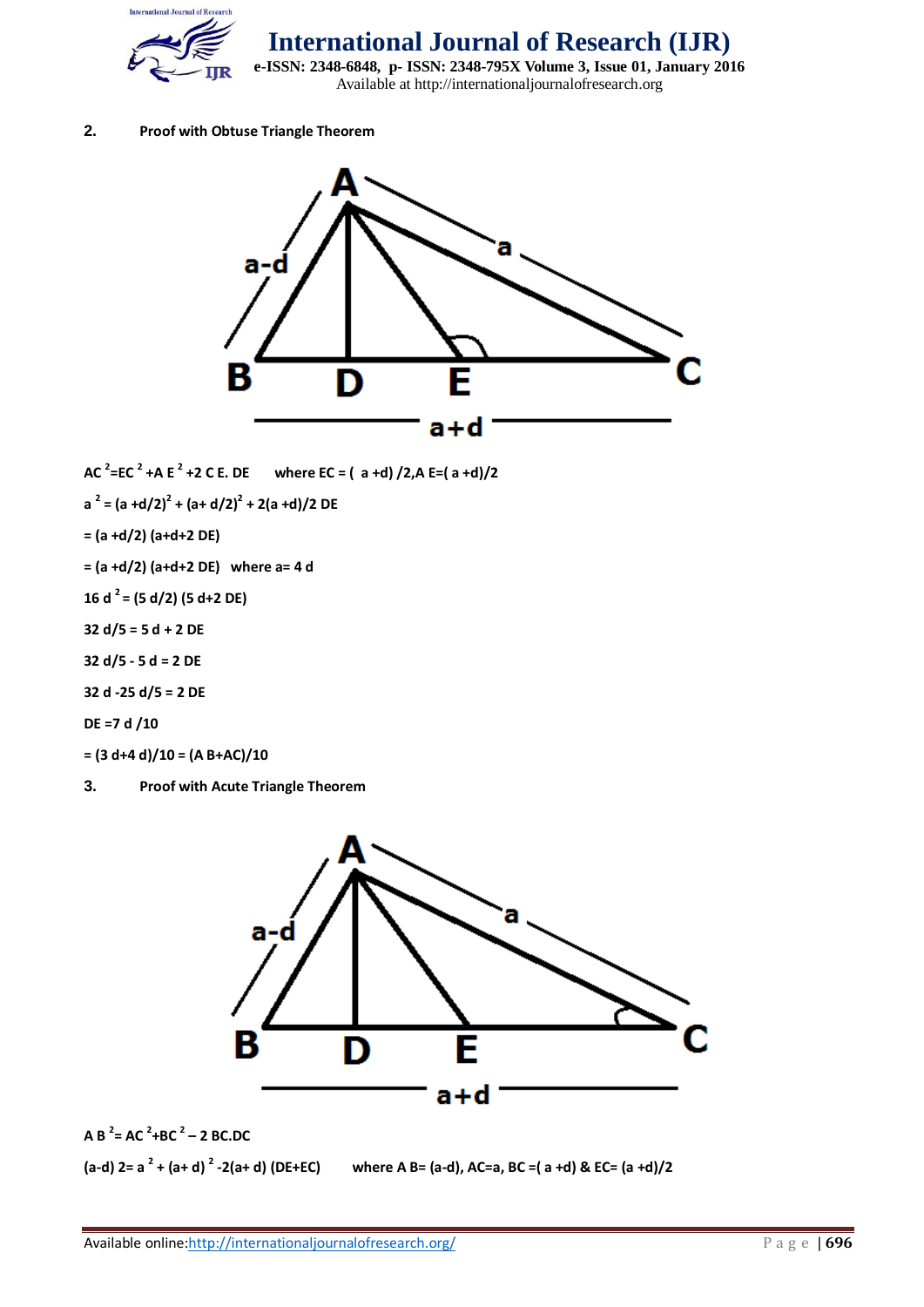## 2. Proof with Obtuse Triangle Theorem

$AC^2 = EC^2 + AE^2 + 2\,CE.\,DE$ where $EC = (a+d)/2$, $AE = (a+d)/2$

$a^2 = (a+d/2)^2 + (a+d/2)^2 + 2(a+d)/2\,DE$

$= (a+d/2)(a+d+2\,DE)$

$= (a+d/2)(a+d+2\,DE)$ where $a = 4d$

$16d^2 = (5d/2)(5d+2\,DE)$

$32d/5 = 5d + 2\,DE$

$32d/5 - 5d = 2\,DE$

$32d - 25d/5 = 2\,DE$

$DE = 7d/10$

$= (3d+4d)/10 = (AB+AC)/10$

## 3. Proof with Acute Triangle Theorem

$AB^2 = AC^2 + BC^2 - 2\,BC.DC$

$(a-d)\,2 = a^2 + (a+d)^2 - 2(a+d)(DE+EC)$ where $AB = (a-d)$, $AC = a$, $BC = (a+d)$ & $EC = (a+d)/2$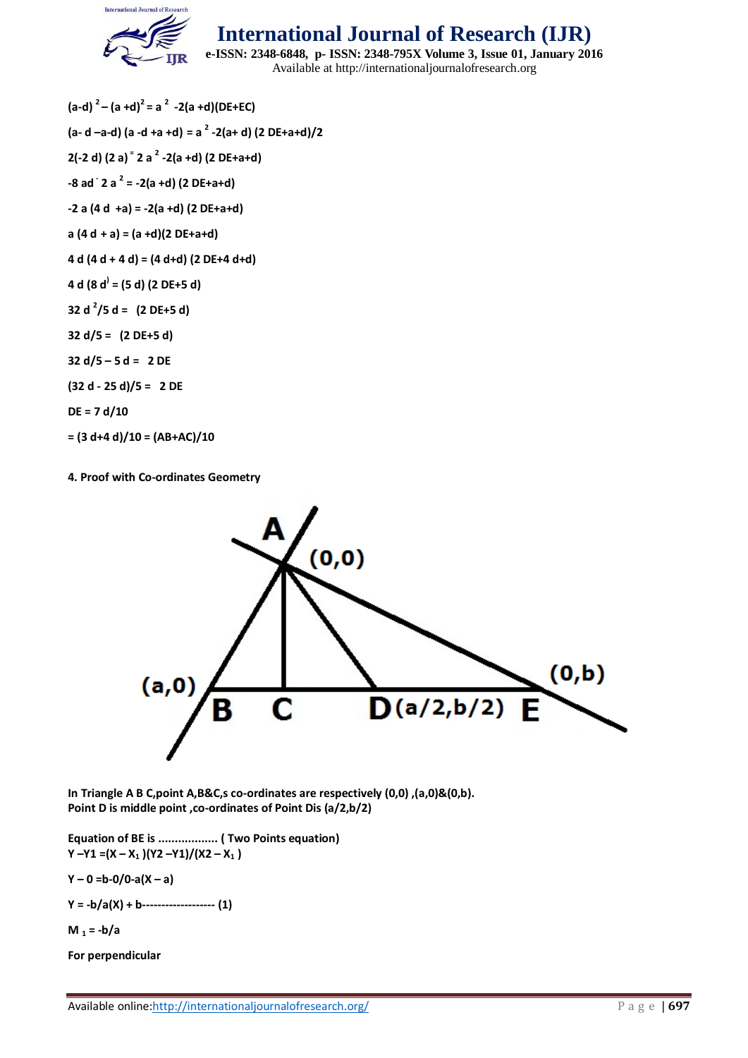**$(a-d)^2 - (a+d)^2 = a^2 - 2(a+d)(DE+EC)$**

**$(a-d-a-d)(a-d+a+d) = a^2 - 2(a+d)(2DE+a+d)/2$**

**$2(-2d)(2a) = 2a^2 - 2(a+d)(2DE+a+d)$**

**$-8ad - 2a^2 = -2(a+d)(2DE+a+d)$**

**$-2a(4d+a) = -2(a+d)(2DE+a+d)$**

**$a(4d+a) = (a+d)(2DE+a+d)$**

**$4d(4d+4d) = (4d+d)(2DE+4d+d)$**

**$4d(8d) = (5d)(2DE+5d)$**

**$32d^2/5d = (2DE+5d)$**

**$32d/5 = (2DE+5d)$**

**$32d/5 - 5d = 2DE$**

**$(32d - 25d)/5 = 2DE$**

**$DE = 7d/10$**

**$= (3d+4d)/10 = (AB+AC)/10$**

**4. Proof with Co-ordinates Geometry**

**In Triangle A B C,point A,B&C,s co-ordinates are respectively (0,0) ,(a,0)&(0,b).**
**Point D is middle point ,co-ordinates of Point Dis (a/2,b/2)**

**Equation of BE is .................. ( Two Points equation)**
**$Y - Y_1 = (X - X_1)(Y_2 - Y_1)/(X_2 - X_1)$**

**$Y - 0 = b-0/0-a(X - a)$**

**$Y = -b/a(X) + b$------------------- (1)**

**$M_1 = -b/a$**

**For perpendicular**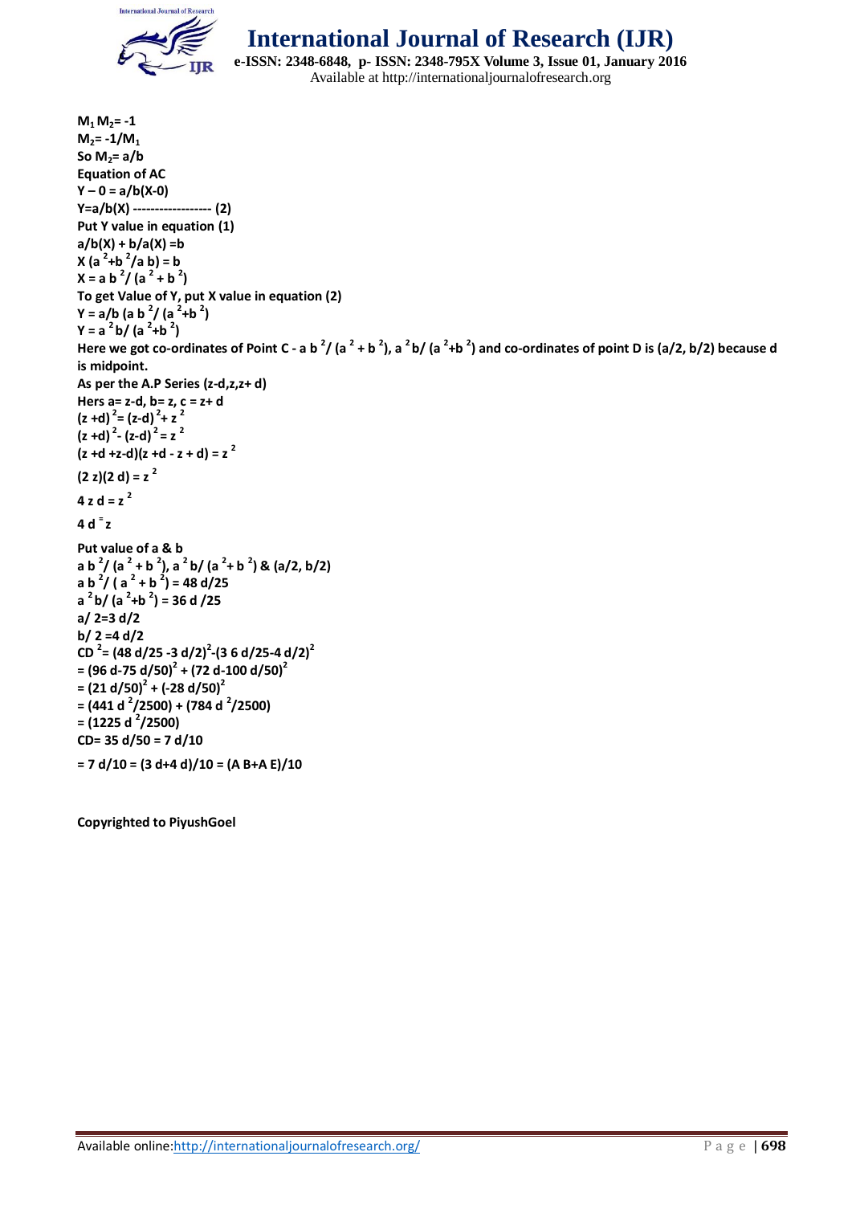**$M_1 M_2 = -1$**

**$M_2 = -1/M_1$**

**So $M_2 = a/b$**

**Equation of AC**

**$Y - 0 = a/b(X-0)$**

**$Y = a/b(X)$ ------------------ (2)**

**Put Y value in equation (1)**

**$a/b(X) + b/a(X) = b$**

**$X(a^2 + b^2/a\,b) = b$**

**$X = a\,b^2/(a^2 + b^2)$**

**To get Value of Y, put X value in equation (2)**

**$Y = a/b\,(a\,b^2/(a^2+b^2)$**

**$Y = a^2 b/(a^2+b^2)$**

**Here we got co-ordinates of Point C - $a\,b^2/(a^2 + b^2)$, $a^2 b/(a^2+b^2)$ and co-ordinates of point D is $(a/2, b/2)$ because d is midpoint.**

**As per the A.P Series (z-d,z,z+ d)**

**Hers a= z-d, b= z, c = z+ d**

**$(z + d)^2 = (z-d)^2 + z^2$**

**$(z + d)^2 - (z-d)^2 = z^2$**

**$(z + d + z - d)(z + d - z + d) = z^2$**

**$(2z)(2d) = z^2$**

**$4zd = z^2$**

**$4d = z$**

**Put value of a & b**

**$a\,b^2/(a^2 + b^2)$, $a^2 b/(a^2 + b^2)$ & $(a/2, b/2)$**

**$a\,b^2/(a^2 + b^2) = 48\,d/25$**

**$a^2 b/(a^2+b^2) = 36\,d/25$**

**$a/2 = 3\,d/2$**

**$b/2 = 4\,d/2$**

**$CD^2 = (48\,d/25 - 3\,d/2)^2 - (36\,d/25 - 4\,d/2)^2$**

**$= (96\,d - 75\,d/50)^2 + (72\,d - 100\,d/50)^2$**

**$= (21\,d/50)^2 + (-28\,d/50)^2$**

**$= (441\,d^2/2500) + (784\,d^2/2500)$**

**$= (1225\,d^2/2500)$**

**$CD = 35\,d/50 = 7\,d/10$**

**$= 7\,d/10 = (3\,d + 4\,d)/10 = (AB + AE)/10$**

**Copyrighted to PiyushGoel**